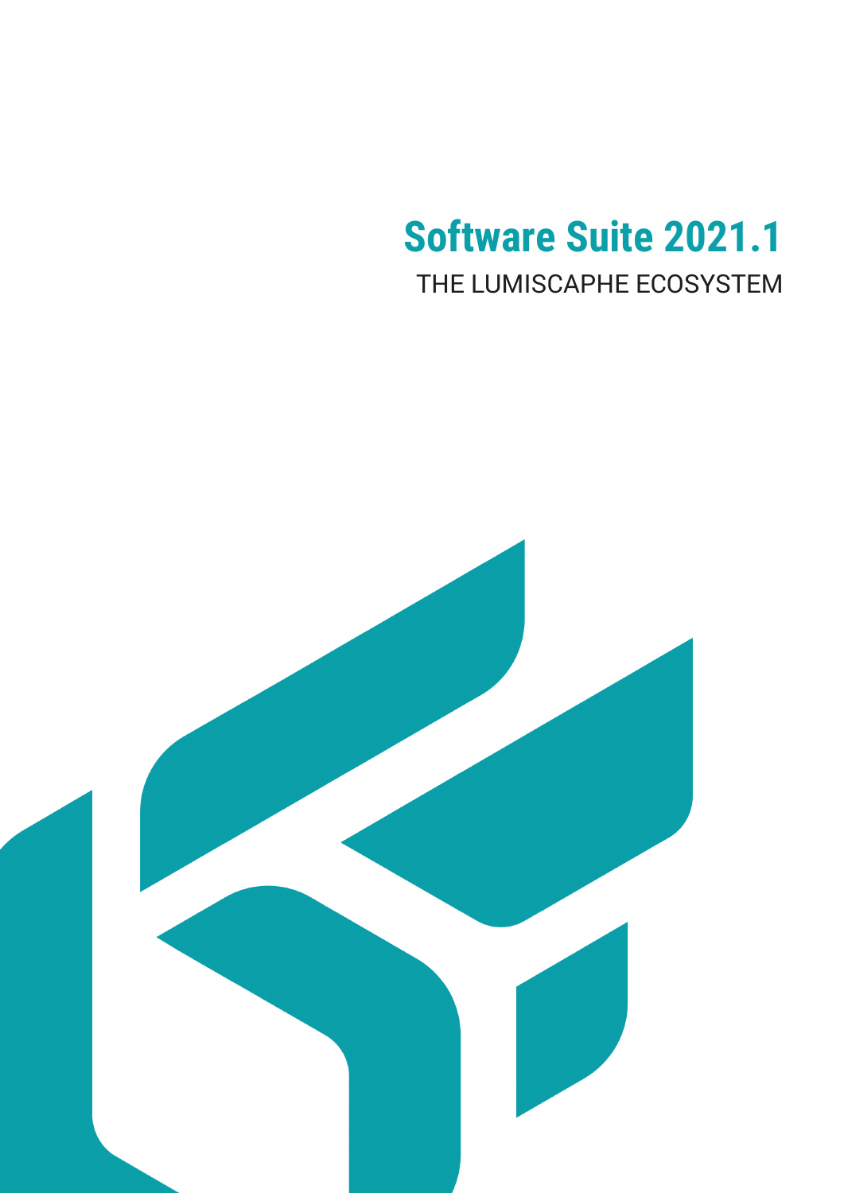# Software Suite 2021.1

THE LUMISCAPHE ECOSYSTEM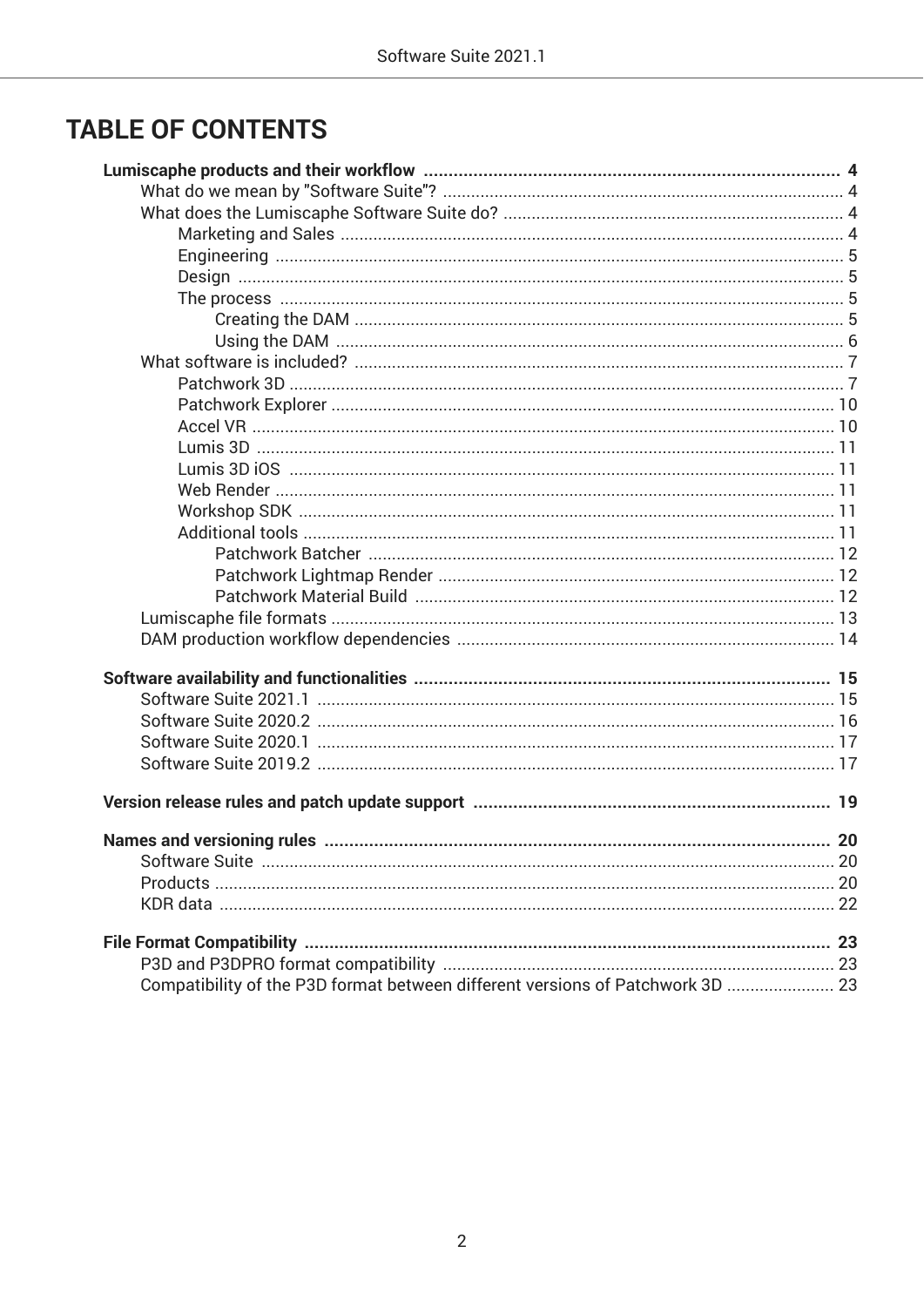# TABLE OF CONTENTS

**Lumiscaphe products and their workflow .................... 4**

- What do we mean by "Software Suite"? .................... 4
- What does the Lumiscaphe Software Suite do? .................... 4
  - Marketing and Sales .................... 4
  - Engineering .................... 5
  - Design .................... 5
  - The process .................... 5
    - Creating the DAM .................... 5
    - Using the DAM .................... 6
- What software is included? .................... 7
  - Patchwork 3D .................... 7
  - Patchwork Explorer .................... 10
  - Accel VR .................... 10
  - Lumis 3D .................... 11
  - Lumis 3D iOS .................... 11
  - Web Render .................... 11
  - Workshop SDK .................... 11
  - Additional tools .................... 11
    - Patchwork Batcher .................... 12
    - Patchwork Lightmap Render .................... 12
    - Patchwork Material Build .................... 12
- Lumiscaphe file formats .................... 13
- DAM production workflow dependencies .................... 14

**Software availability and functionalities .................... 15**

- Software Suite 2021.1 .................... 15
- Software Suite 2020.2 .................... 16
- Software Suite 2020.1 .................... 17
- Software Suite 2019.2 .................... 17

**Version release rules and patch update support .................... 19**

**Names and versioning rules .................... 20**

- Software Suite .................... 20
- Products .................... 20
- KDR data .................... 22

**File Format Compatibility .................... 23**

- P3D and P3DPRO format compatibility .................... 23
- Compatibility of the P3D format between different versions of Patchwork 3D .................... 23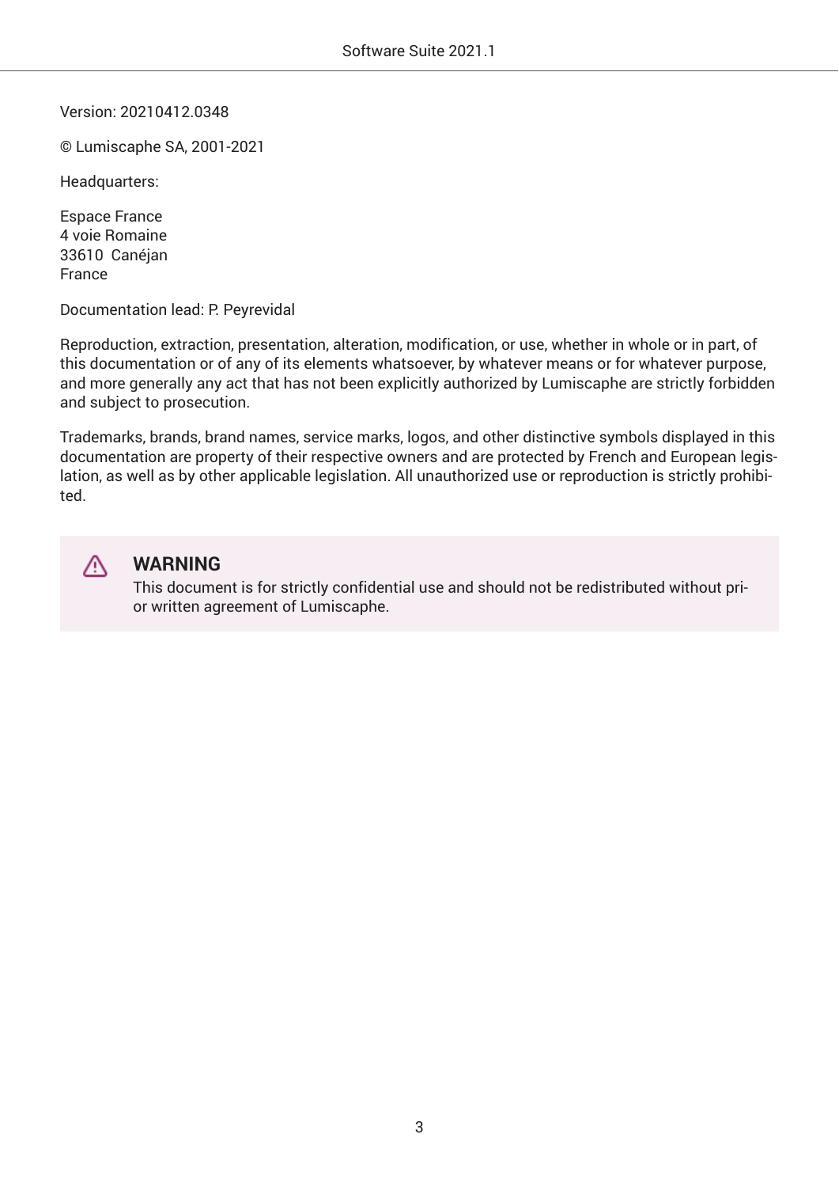Version: 20210412.0348

© Lumiscaphe SA, 2001-2021

Headquarters:

Espace France
4 voie Romaine
33610 Canéjan
France

Documentation lead: P. Peyrevidal

Reproduction, extraction, presentation, alteration, modification, or use, whether in whole or in part, of this documentation or of any of its elements whatsoever, by whatever means or for whatever purpose, and more generally any act that has not been explicitly authorized by Lumiscaphe are strictly forbidden and subject to prosecution.

Trademarks, brands, brand names, service marks, logos, and other distinctive symbols displayed in this documentation are property of their respective owners and are protected by French and European legislation, as well as by other applicable legislation. All unauthorized use or reproduction is strictly prohibited.

> ⚠ **WARNING**
>
> This document is for strictly confidential use and should not be redistributed without prior written agreement of Lumiscaphe.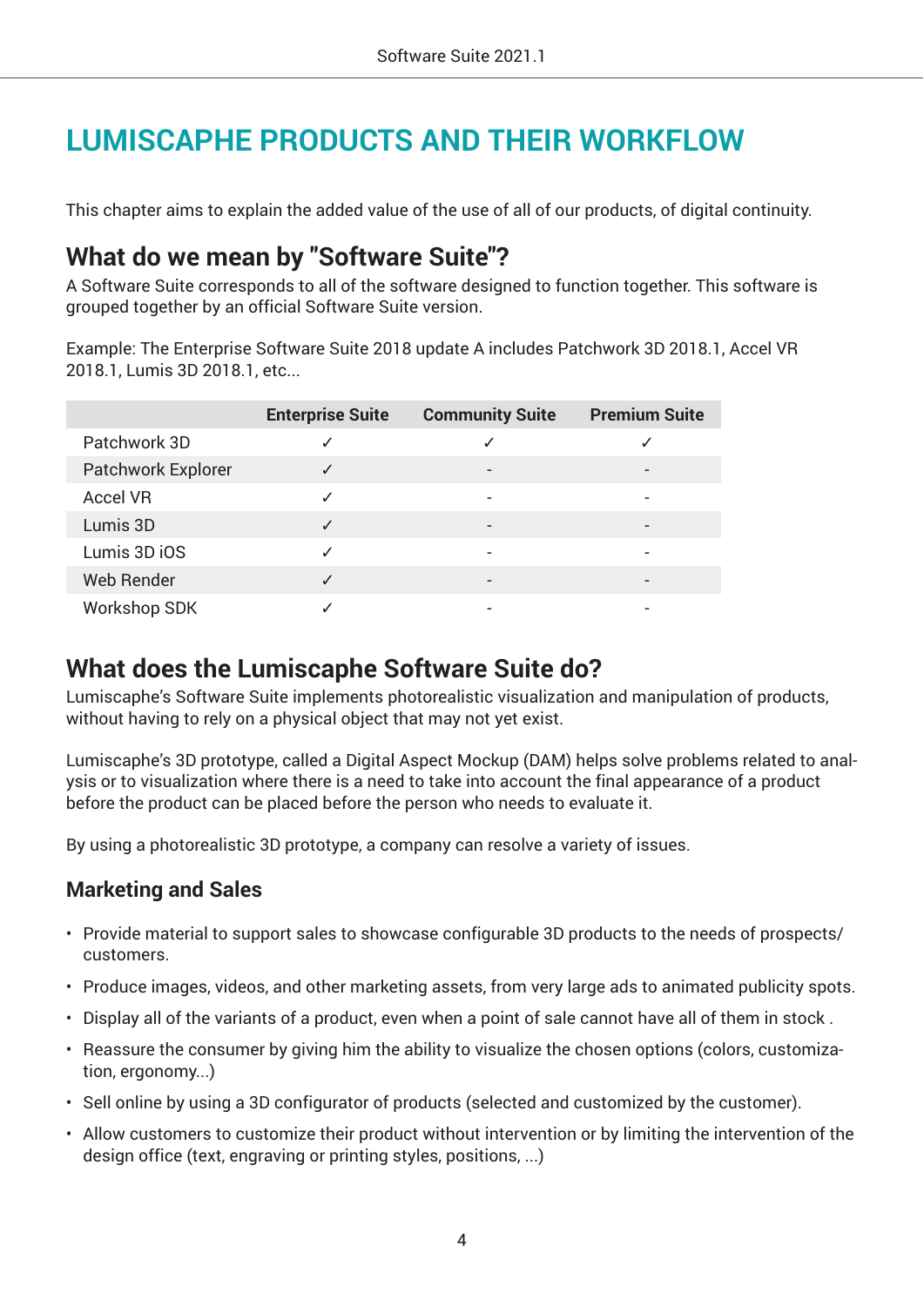# LUMISCAPHE PRODUCTS AND THEIR WORKFLOW

This chapter aims to explain the added value of the use of all of our products, of digital continuity.

## What do we mean by "Software Suite"?

A Software Suite corresponds to all of the software designed to function together. This software is grouped together by an official Software Suite version.

Example: The Enterprise Software Suite 2018 update A includes Patchwork 3D 2018.1, Accel VR 2018.1, Lumis 3D 2018.1, etc...

| | Enterprise Suite | Community Suite | Premium Suite |
|---|---|---|---|
| Patchwork 3D | ✓ | ✓ | ✓ |
| Patchwork Explorer | ✓ | - | - |
| Accel VR | ✓ | - | - |
| Lumis 3D | ✓ | - | - |
| Lumis 3D iOS | ✓ | - | - |
| Web Render | ✓ | - | - |
| Workshop SDK | ✓ | - | - |

## What does the Lumiscaphe Software Suite do?

Lumiscaphe's Software Suite implements photorealistic visualization and manipulation of products, without having to rely on a physical object that may not yet exist.

Lumiscaphe's 3D prototype, called a Digital Aspect Mockup (DAM) helps solve problems related to analysis or to visualization where there is a need to take into account the final appearance of a product before the product can be placed before the person who needs to evaluate it.

By using a photorealistic 3D prototype, a company can resolve a variety of issues.

### Marketing and Sales

- Provide material to support sales to showcase configurable 3D products to the needs of prospects/customers.
- Produce images, videos, and other marketing assets, from very large ads to animated publicity spots.
- Display all of the variants of a product, even when a point of sale cannot have all of them in stock .
- Reassure the consumer by giving him the ability to visualize the chosen options (colors, customization, ergonomy...)
- Sell online by using a 3D configurator of products (selected and customized by the customer).
- Allow customers to customize their product without intervention or by limiting the intervention of the design office (text, engraving or printing styles, positions, ...)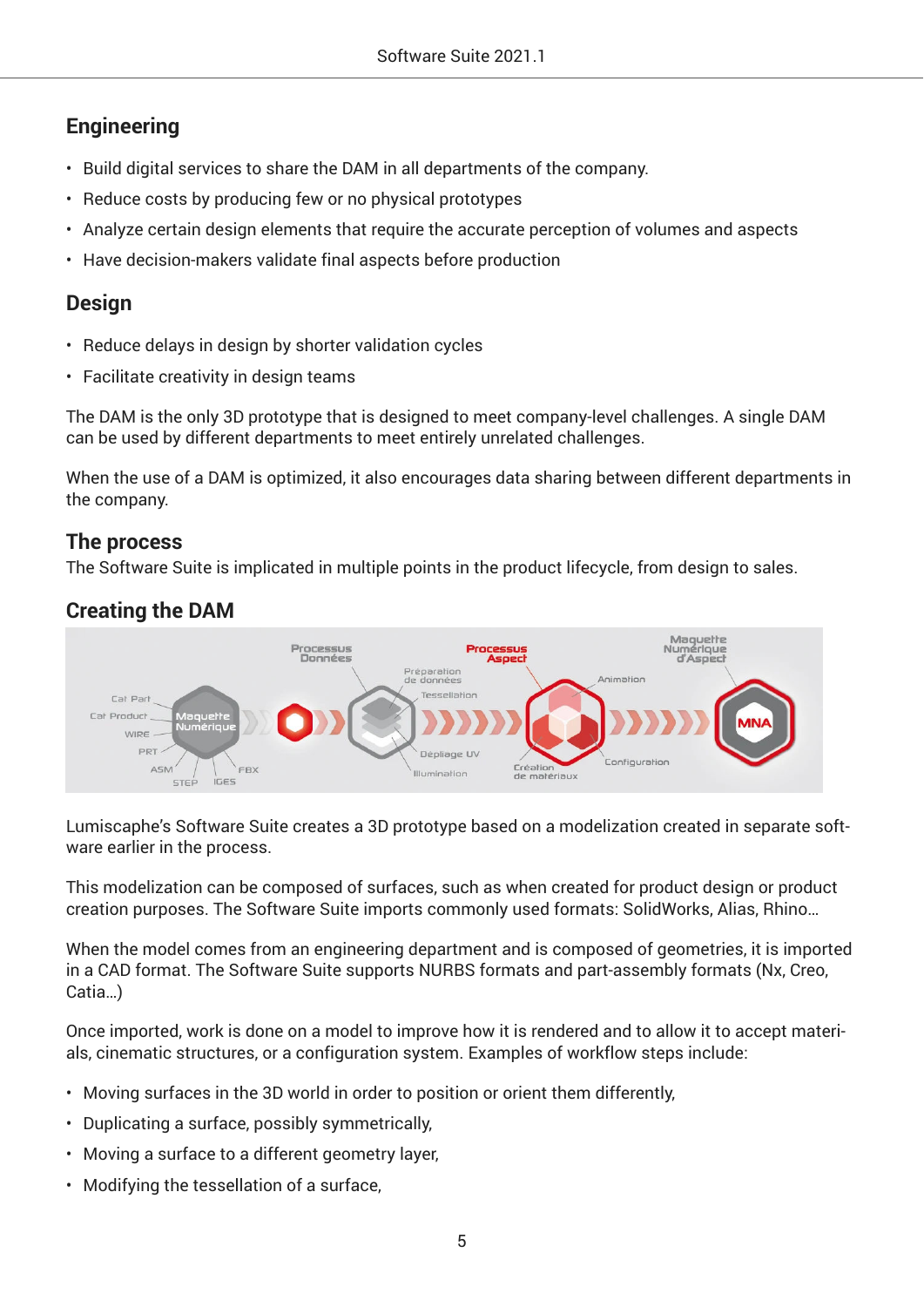## Engineering

- Build digital services to share the DAM in all departments of the company.
- Reduce costs by producing few or no physical prototypes
- Analyze certain design elements that require the accurate perception of volumes and aspects
- Have decision-makers validate final aspects before production

## Design

- Reduce delays in design by shorter validation cycles
- Facilitate creativity in design teams

The DAM is the only 3D prototype that is designed to meet company-level challenges. A single DAM can be used by different departments to meet entirely unrelated challenges.

When the use of a DAM is optimized, it also encourages data sharing between different departments in the company.

## The process

The Software Suite is implicated in multiple points in the product lifecycle, from design to sales.

## Creating the DAM

Cat Part
Cat Product
WIRE
PRT
ASM
STEP
IGES
FBX
Maquette Numérique
Processus Données
Préparation de données
Tesselation
Dépliage UV
Illumination
Processus Aspect
Animation
Création de matériaux
Configuration
Maquette Numérique d'Aspect
MNA

Lumiscape's Software Suite creates a 3D prototype based on a modelization created in separate software earlier in the process.

This modelization can be composed of surfaces, such as when created for product design or product creation purposes. The Software Suite imports commonly used formats: SolidWorks, Alias, Rhino…

When the model comes from an engineering department and is composed of geometries, it is imported in a CAD format. The Software Suite supports NURBS formats and part-assembly formats (Nx, Creo, Catia…)

Once imported, work is done on a model to improve how it is rendered and to allow it to accept materials, cinematic structures, or a configuration system. Examples of workflow steps include:

- Moving surfaces in the 3D world in order to position or orient them differently,
- Duplicating a surface, possibly symmetrically,
- Moving a surface to a different geometry layer,
- Modifying the tessellation of a surface,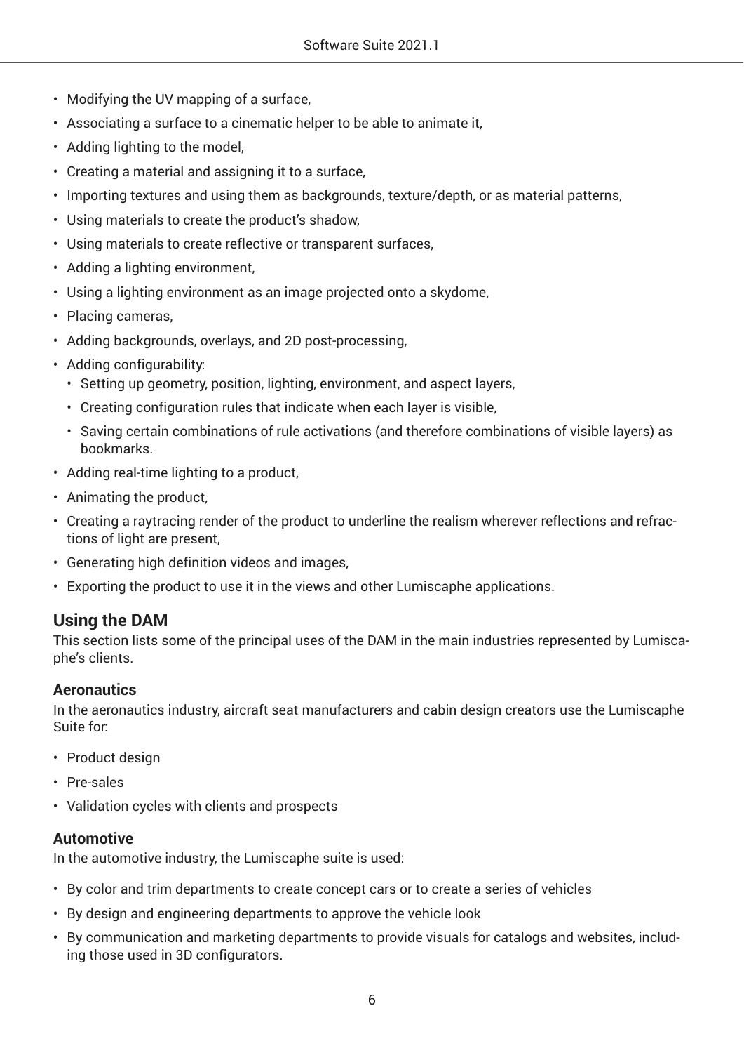- Modifying the UV mapping of a surface,
- Associating a surface to a cinematic helper to be able to animate it,
- Adding lighting to the model,
- Creating a material and assigning it to a surface,
- Importing textures and using them as backgrounds, texture/depth, or as material patterns,
- Using materials to create the product's shadow,
- Using materials to create reflective or transparent surfaces,
- Adding a lighting environment,
- Using a lighting environment as an image projected onto a skydome,
- Placing cameras,
- Adding backgrounds, overlays, and 2D post-processing,
- Adding configurability:
  - Setting up geometry, position, lighting, environment, and aspect layers,
  - Creating configuration rules that indicate when each layer is visible,
  - Saving certain combinations of rule activations (and therefore combinations of visible layers) as bookmarks.
- Adding real-time lighting to a product,
- Animating the product,
- Creating a raytracing render of the product to underline the realism wherever reflections and refractions of light are present,
- Generating high definition videos and images,
- Exporting the product to use it in the views and other Lumiscaphe applications.

## Using the DAM

This section lists some of the principal uses of the DAM in the main industries represented by Lumiscaphe's clients.

### Aeronautics

In the aeronautics industry, aircraft seat manufacturers and cabin design creators use the Lumiscaphe Suite for:

- Product design
- Pre-sales
- Validation cycles with clients and prospects

### Automotive

In the automotive industry, the Lumiscaphe suite is used:

- By color and trim departments to create concept cars or to create a series of vehicles
- By design and engineering departments to approve the vehicle look
- By communication and marketing departments to provide visuals for catalogs and websites, including those used in 3D configurators.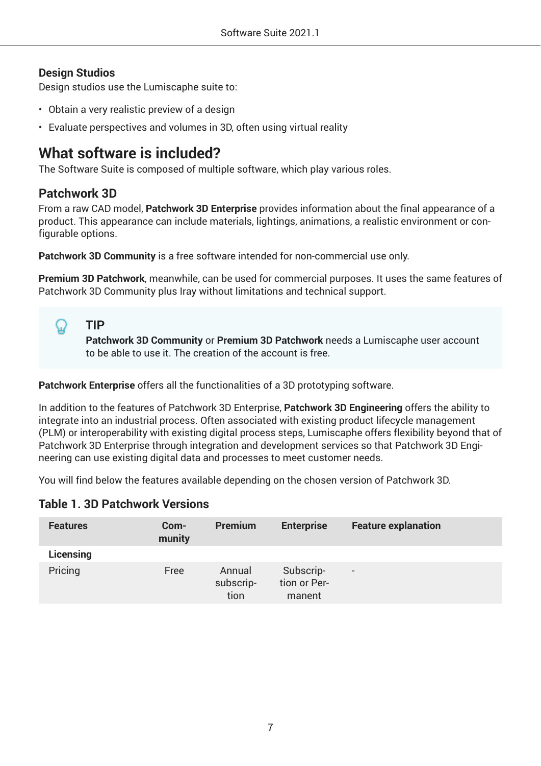### Design Studios

Design studios use the Lumiscaphe suite to:

- Obtain a very realistic preview of a design
- Evaluate perspectives and volumes in 3D, often using virtual reality

## What software is included?

The Software Suite is composed of multiple software, which play various roles.

### Patchwork 3D

From a raw CAD model, **Patchwork 3D Enterprise** provides information about the final appearance of a product. This appearance can include materials, lightings, animations, a realistic environment or configurable options.

**Patchwork 3D Community** is a free software intended for non-commercial use only.

**Premium 3D Patchwork**, meanwhile, can be used for commercial purposes. It uses the same features of Patchwork 3D Community plus Iray without limitations and technical support.

> **TIP**
>
> **Patchwork 3D Community** or **Premium 3D Patchwork** needs a Lumiscaphe user account to be able to use it. The creation of the account is free.

**Patchwork Enterprise** offers all the functionalities of a 3D prototyping software.

In addition to the features of Patchwork 3D Enterprise, **Patchwork 3D Engineering** offers the ability to integrate into an industrial process. Often associated with existing product lifecycle management (PLM) or interoperability with existing digital process steps, Lumiscaphe offers flexibility beyond that of Patchwork 3D Enterprise through integration and development services so that Patchwork 3D Engineering can use existing digital data and processes to meet customer needs.

You will find below the features available depending on the chosen version of Patchwork 3D.

#### Table 1. 3D Patchwork Versions

| Features | Community | Premium | Enterprise | Feature explanation |
|---|---|---|---|---|
| **Licensing** | | | | |
| Pricing | Free | Annual subscription | Subscription or Permanent | - |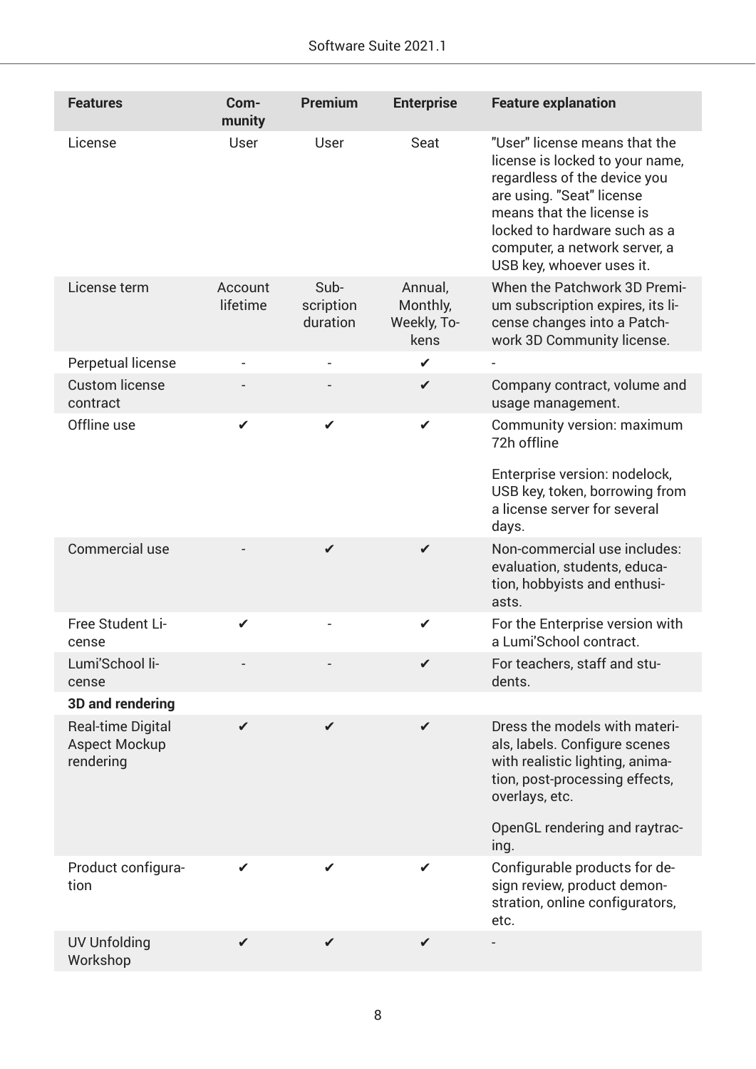| Features | Community | Premium | Enterprise | Feature explanation |
|---|---|---|---|---|
| License | User | User | Seat | "User" license means that the license is locked to your name, regardless of the device you are using. "Seat" license means that the license is locked to hardware such as a computer, a network server, a USB key, whoever uses it. |
| License term | Account lifetime | Subscription duration | Annual, Monthly, Weekly, Tokens | When the Patchwork 3D Premium subscription expires, its license changes into a Patchwork 3D Community license. |
| Perpetual license | - | - | ✔ | - |
| Custom license contract | - | - | ✔ | Company contract, volume and usage management. |
| Offline use | ✔ | ✔ | ✔ | Community version: maximum 72h offline<br><br>Enterprise version: nodelock, USB key, token, borrowing from a license server for several days. |
| Commercial use | - | ✔ | ✔ | Non-commercial use includes: evaluation, students, education, hobbyists and enthusiasts. |
| Free Student License | ✔ | - | ✔ | For the Enterprise version with a Lumi'School contract. |
| Lumi'School license | - | - | ✔ | For teachers, staff and students. |
| **3D and rendering** | | | | |
| Real-time Digital Aspect Mockup rendering | ✔ | ✔ | ✔ | Dress the models with materials, labels. Configure scenes with realistic lighting, animation, post-processing effects, overlays, etc.<br><br>OpenGL rendering and raytracing. |
| Product configuration | ✔ | ✔ | ✔ | Configurable products for design review, product demonstration, online configurators, etc. |
| UV Unfolding Workshop | ✔ | ✔ | ✔ | - |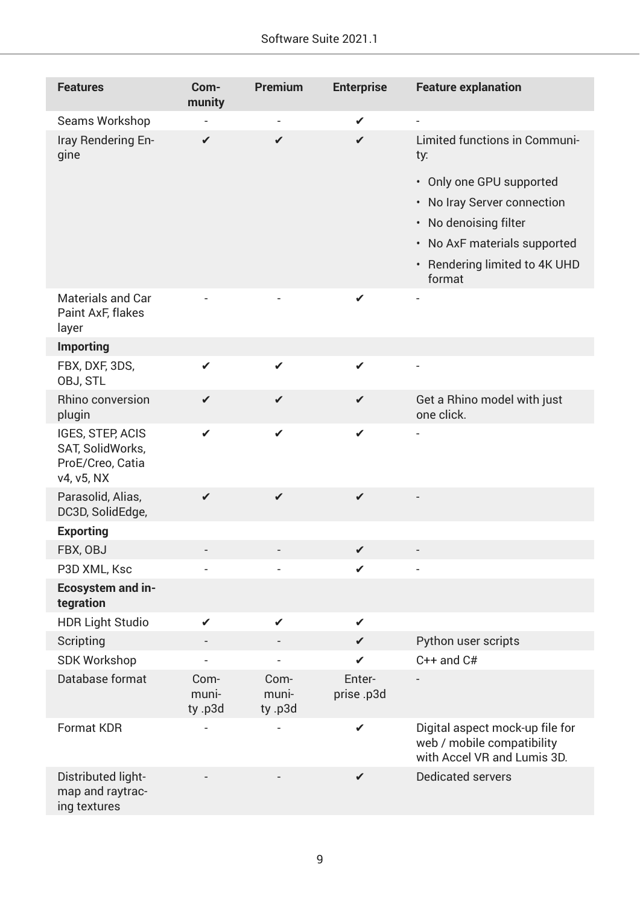| Features | Community | Premium | Enterprise | Feature explanation |
|---|---|---|---|---|
| Seams Workshop | - | - | ✔ | - |
| Iray Rendering Engine | ✔ | ✔ | ✔ | Limited functions in Community: • Only one GPU supported • No Iray Server connection • No denoising filter • No AxF materials supported • Rendering limited to 4K UHD format |
| Materials and Car Paint AxF, flakes layer | - | - | ✔ | - |
| **Importing** | | | | |
| FBX, DXF, 3DS, OBJ, STL | ✔ | ✔ | ✔ | - |
| Rhino conversion plugin | ✔ | ✔ | ✔ | Get a Rhino model with just one click. |
| IGES, STEP, ACIS SAT, SolidWorks, ProE/Creo, Catia v4, v5, NX | ✔ | ✔ | ✔ | - |
| Parasolid, Alias, DC3D, SolidEdge, | ✔ | ✔ | ✔ | - |
| **Exporting** | | | | |
| FBX, OBJ | - | - | ✔ | - |
| P3D XML, Ksc | - | - | ✔ | - |
| **Ecosystem and integration** | | | | |
| HDR Light Studio | ✔ | ✔ | ✔ | |
| Scripting | - | - | ✔ | Python user scripts |
| SDK Workshop | - | - | ✔ | C++ and C# |
| Database format | Community .p3d | Community .p3d | Enterprise .p3d | - |
| Format KDR | - | - | ✔ | Digital aspect mock-up file for web / mobile compatibility with Accel VR and Lumis 3D. |
| Distributed lightmap and raytracing textures | - | - | ✔ | Dedicated servers |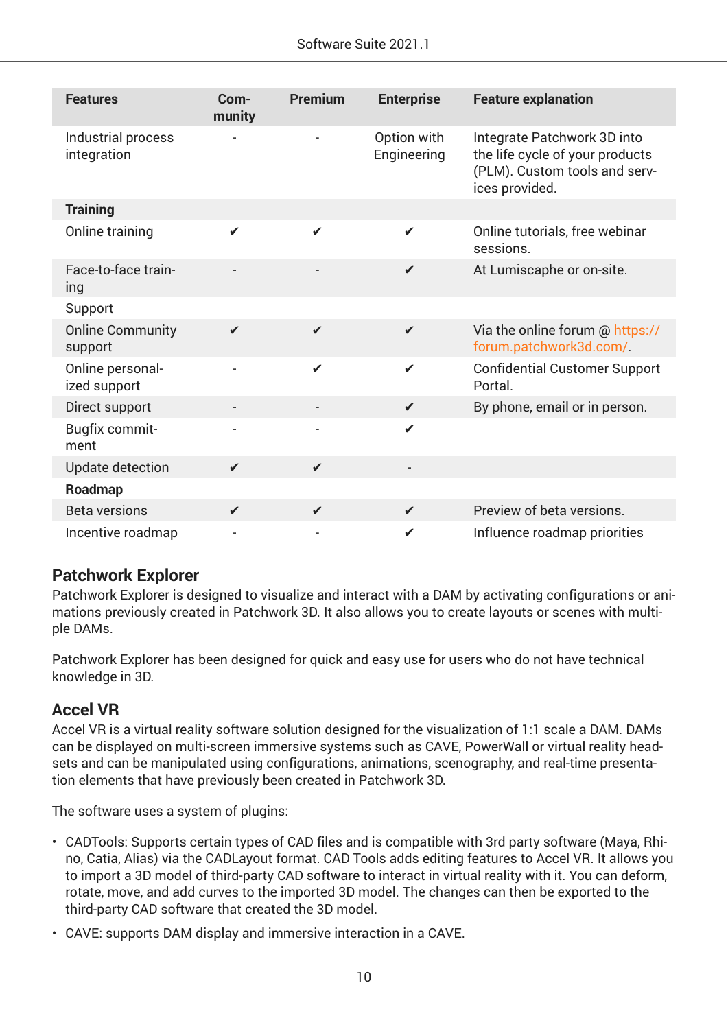| Features | Community | Premium | Enterprise | Feature explanation |
|---|---|---|---|---|
| Industrial process integration | - | - | Option with Engineering | Integrate Patchwork 3D into the life cycle of your products (PLM). Custom tools and services provided. |
| **Training** | | | | |
| Online training | ✔ | ✔ | ✔ | Online tutorials, free webinar sessions. |
| Face-to-face training | - | - | ✔ | At Lumiscaphe or on-site. |
| Support | | | | |
| Online Community support | ✔ | ✔ | ✔ | Via the online forum @ https://forum.patchwork3d.com/. |
| Online personalized support | - | ✔ | ✔ | Confidential Customer Support Portal. |
| Direct support | - | - | ✔ | By phone, email or in person. |
| Bugfix commitment | - | - | ✔ | |
| Update detection | ✔ | ✔ | - | |
| **Roadmap** | | | | |
| Beta versions | ✔ | ✔ | ✔ | Preview of beta versions. |
| Incentive roadmap | - | - | ✔ | Influence roadmap priorities |

## Patchwork Explorer

Patchwork Explorer is designed to visualize and interact with a DAM by activating configurations or animations previously created in Patchwork 3D. It also allows you to create layouts or scenes with multiple DAMs.

Patchwork Explorer has been designed for quick and easy use for users who do not have technical knowledge in 3D.

## Accel VR

Accel VR is a virtual reality software solution designed for the visualization of 1:1 scale a DAM. DAMs can be displayed on multi-screen immersive systems such as CAVE, PowerWall or virtual reality headsets and can be manipulated using configurations, animations, scenography, and real-time presentation elements that have previously been created in Patchwork 3D.

The software uses a system of plugins:

- CADTools: Supports certain types of CAD files and is compatible with 3rd party software (Maya, Rhino, Catia, Alias) via the CADLayout format. CAD Tools adds editing features to Accel VR. It allows you to import a 3D model of third-party CAD software to interact in virtual reality with it. You can deform, rotate, move, and add curves to the imported 3D model. The changes can then be exported to the third-party CAD software that created the 3D model.
- CAVE: supports DAM display and immersive interaction in a CAVE.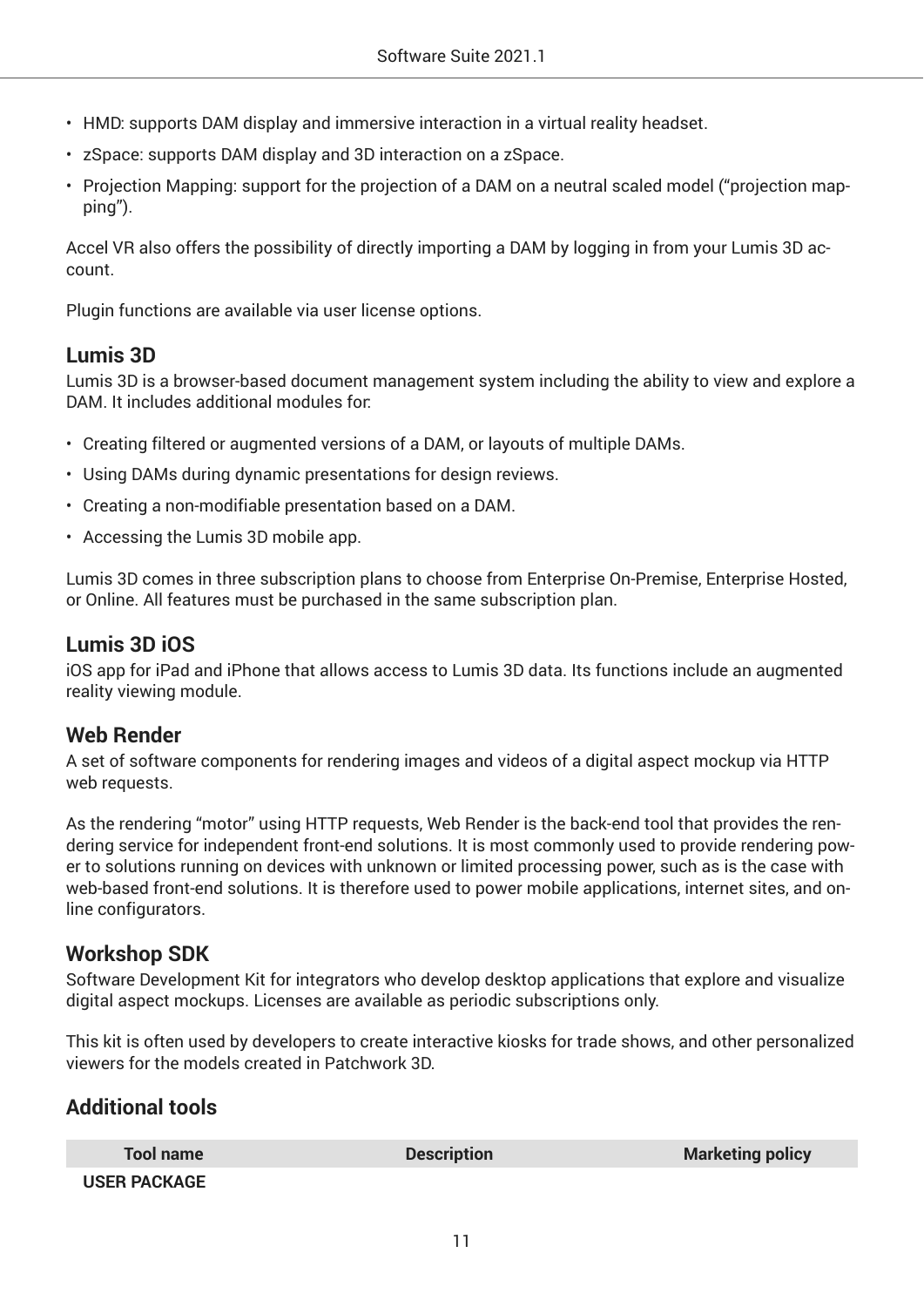- HMD: supports DAM display and immersive interaction in a virtual reality headset.
- zSpace: supports DAM display and 3D interaction on a zSpace.
- Projection Mapping: support for the projection of a DAM on a neutral scaled model ("projection mapping").

Accel VR also offers the possibility of directly importing a DAM by logging in from your Lumis 3D account.

Plugin functions are available via user license options.

## Lumis 3D

Lumis 3D is a browser-based document management system including the ability to view and explore a DAM. It includes additional modules for:

- Creating filtered or augmented versions of a DAM, or layouts of multiple DAMs.
- Using DAMs during dynamic presentations for design reviews.
- Creating a non-modifiable presentation based on a DAM.
- Accessing the Lumis 3D mobile app.

Lumis 3D comes in three subscription plans to choose from Enterprise On-Premise, Enterprise Hosted, or Online. All features must be purchased in the same subscription plan.

## Lumis 3D iOS

iOS app for iPad and iPhone that allows access to Lumis 3D data. Its functions include an augmented reality viewing module.

## Web Render

A set of software components for rendering images and videos of a digital aspect mockup via HTTP web requests.

As the rendering "motor" using HTTP requests, Web Render is the back-end tool that provides the rendering service for independent front-end solutions. It is most commonly used to provide rendering power to solutions running on devices with unknown or limited processing power, such as is the case with web-based front-end solutions. It is therefore used to power mobile applications, internet sites, and online configurators.

## Workshop SDK

Software Development Kit for integrators who develop desktop applications that explore and visualize digital aspect mockups. Licenses are available as periodic subscriptions only.

This kit is often used by developers to create interactive kiosks for trade shows, and other personalized viewers for the models created in Patchwork 3D.

## Additional tools

| Tool name | Description | Marketing policy |
|---|---|---|
| **USER PACKAGE** | | |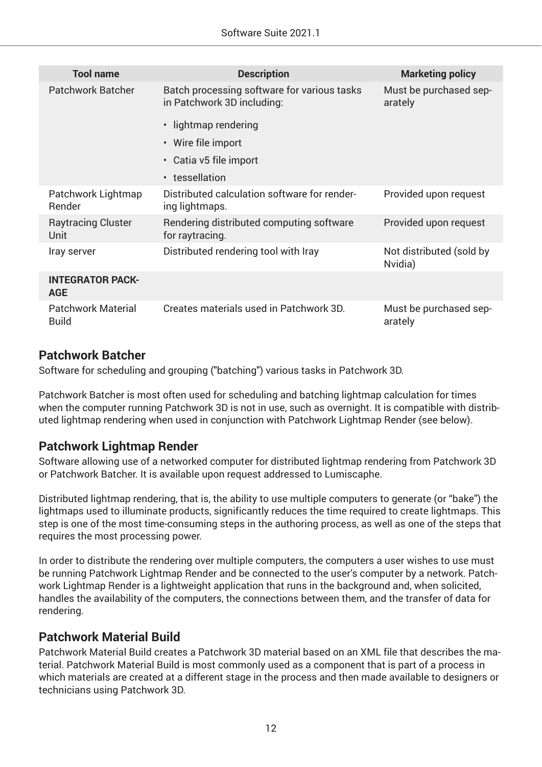| Tool name | Description | Marketing policy |
| --- | --- | --- |
| Patchwork Batcher | Batch processing software for various tasks in Patchwork 3D including: • lightmap rendering • Wire file import • Catia v5 file import • tessellation | Must be purchased separately |
| Patchwork Lightmap Render | Distributed calculation software for rendering lightmaps. | Provided upon request |
| Raytracing Cluster Unit | Rendering distributed computing software for raytracing. | Provided upon request |
| Iray server | Distributed rendering tool with Iray | Not distributed (sold by Nvidia) |
| **INTEGRATOR PACKAGE** | | |
| Patchwork Material Build | Creates materials used in Patchwork 3D. | Must be purchased separately |

## Patchwork Batcher

Software for scheduling and grouping ("batching") various tasks in Patchwork 3D.

Patchwork Batcher is most often used for scheduling and batching lightmap calculation for times when the computer running Patchwork 3D is not in use, such as overnight. It is compatible with distributed lightmap rendering when used in conjunction with Patchwork Lightmap Render (see below).

## Patchwork Lightmap Render

Software allowing use of a networked computer for distributed lightmap rendering from Patchwork 3D or Patchwork Batcher. It is available upon request addressed to Lumiscaphe.

Distributed lightmap rendering, that is, the ability to use multiple computers to generate (or “bake”) the lightmaps used to illuminate products, significantly reduces the time required to create lightmaps. This step is one of the most time-consuming steps in the authoring process, as well as one of the steps that requires the most processing power.

In order to distribute the rendering over multiple computers, the computers a user wishes to use must be running Patchwork Lightmap Render and be connected to the user’s computer by a network. Patchwork Lightmap Render is a lightweight application that runs in the background and, when solicited, handles the availability of the computers, the connections between them, and the transfer of data for rendering.

## Patchwork Material Build

Patchwork Material Build creates a Patchwork 3D material based on an XML file that describes the material. Patchwork Material Build is most commonly used as a component that is part of a process in which materials are created at a different stage in the process and then made available to designers or technicians using Patchwork 3D.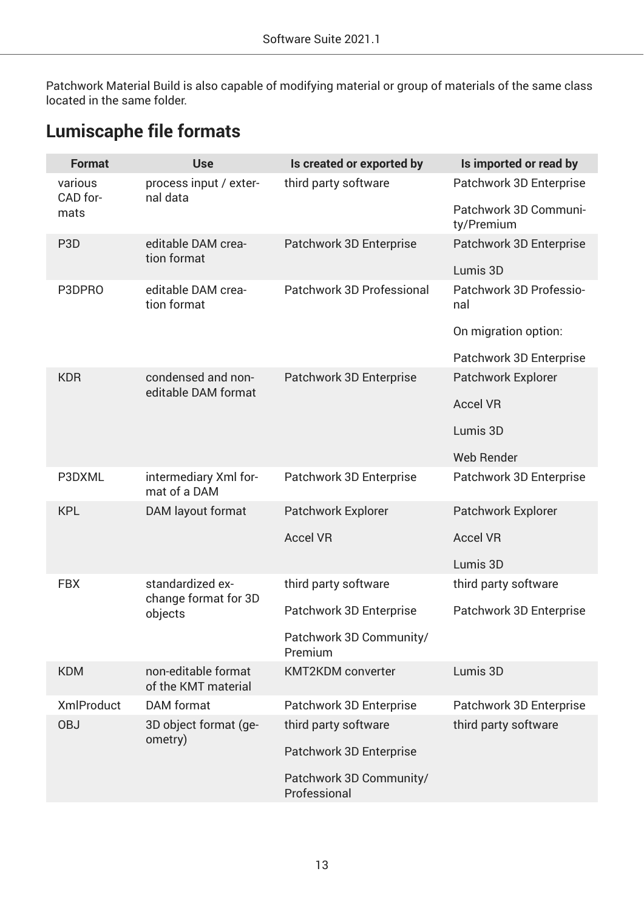Patchwork Material Build is also capable of modifying material or group of materials of the same class located in the same folder.

## Lumiscaphe file formats

| Format | Use | Is created or exported by | Is imported or read by |
|---|---|---|---|
| various CAD formats | process input / external data | third party software | Patchwork 3D Enterprise<br>Patchwork 3D Community/Premium |
| P3D | editable DAM creation format | Patchwork 3D Enterprise | Patchwork 3D Enterprise<br>Lumis 3D |
| P3DPRO | editable DAM creation format | Patchwork 3D Professional | Patchwork 3D Professional<br>On migration option:<br>Patchwork 3D Enterprise |
| KDR | condensed and non-editable DAM format | Patchwork 3D Enterprise | Patchwork Explorer<br>Accel VR<br>Lumis 3D<br>Web Render |
| P3DXML | intermediary Xml format of a DAM | Patchwork 3D Enterprise | Patchwork 3D Enterprise |
| KPL | DAM layout format | Patchwork Explorer<br>Accel VR | Patchwork Explorer<br>Accel VR<br>Lumis 3D |
| FBX | standardized exchange format for 3D objects | third party software<br>Patchwork 3D Enterprise<br>Patchwork 3D Community/Premium | third party software<br>Patchwork 3D Enterprise |
| KDM | non-editable format of the KMT material | KMT2KDM converter | Lumis 3D |
| XmlProduct | DAM format | Patchwork 3D Enterprise | Patchwork 3D Enterprise |
| OBJ | 3D object format (geometry) | third party software<br>Patchwork 3D Enterprise<br>Patchwork 3D Community/Professional | third party software |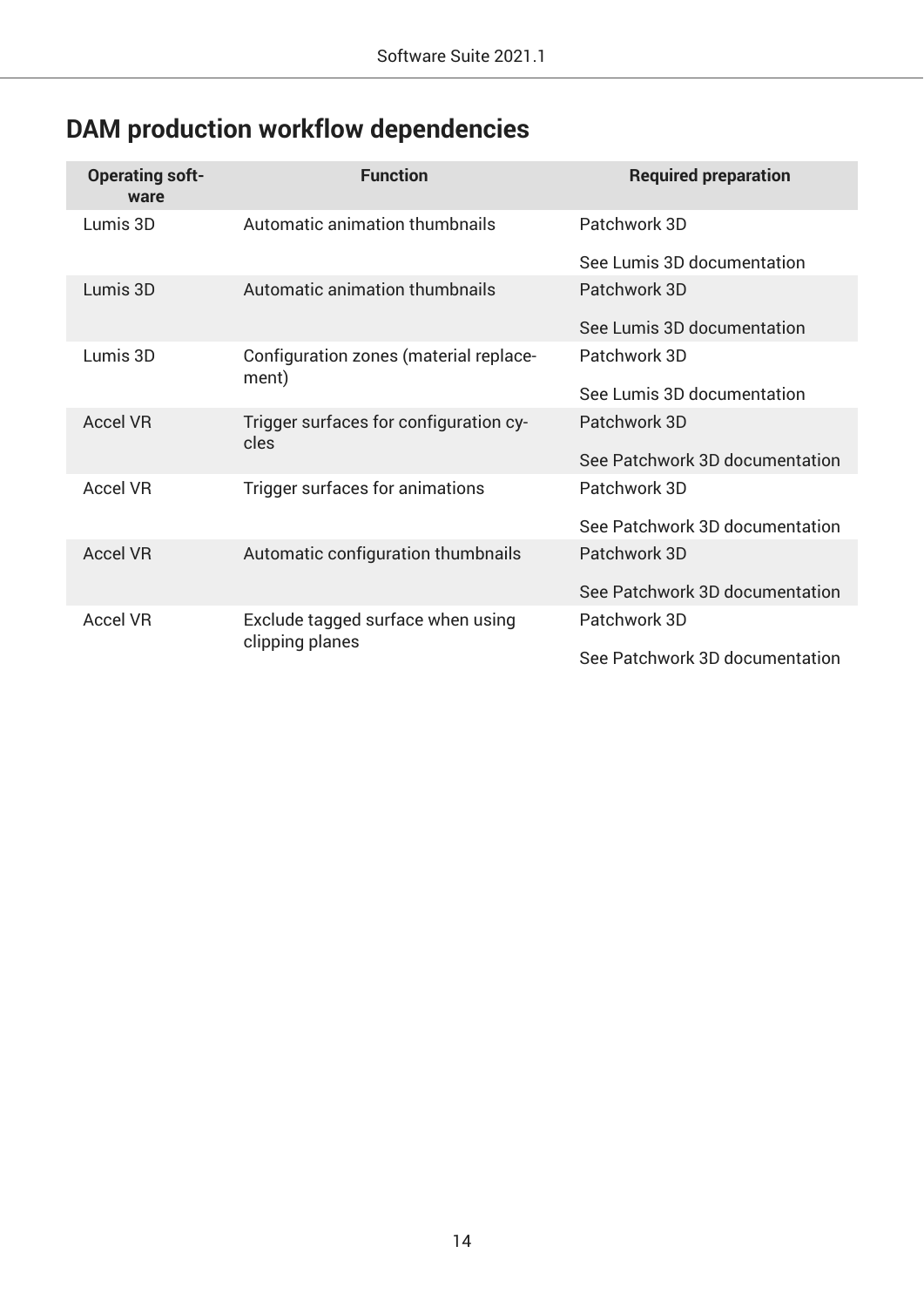## DAM production workflow dependencies

| Operating software | Function | Required preparation |
|---|---|---|
| Lumis 3D | Automatic animation thumbnails | Patchwork 3D<br><br>See Lumis 3D documentation |
| Lumis 3D | Automatic animation thumbnails | Patchwork 3D<br><br>See Lumis 3D documentation |
| Lumis 3D | Configuration zones (material replacement) | Patchwork 3D<br><br>See Lumis 3D documentation |
| Accel VR | Trigger surfaces for configuration cycles | Patchwork 3D<br><br>See Patchwork 3D documentation |
| Accel VR | Trigger surfaces for animations | Patchwork 3D<br><br>See Patchwork 3D documentation |
| Accel VR | Automatic configuration thumbnails | Patchwork 3D<br><br>See Patchwork 3D documentation |
| Accel VR | Exclude tagged surface when using clipping planes | Patchwork 3D<br><br>See Patchwork 3D documentation |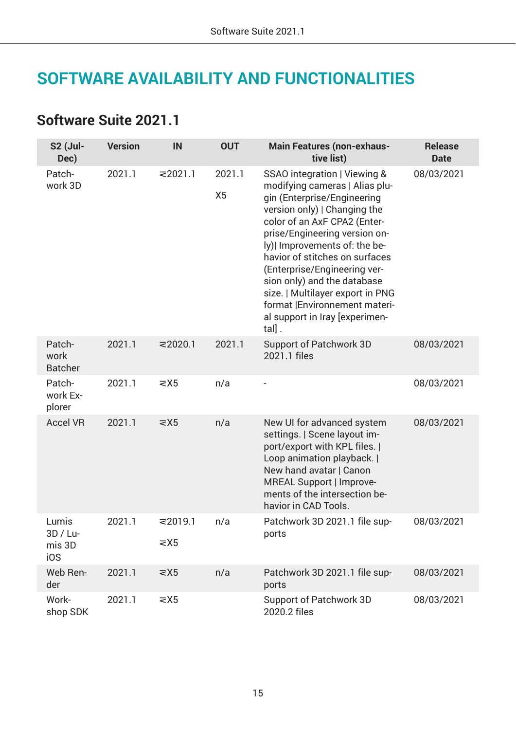# SOFTWARE AVAILABILITY AND FUNCTIONALITIES

## Software Suite 2021.1

| S2 (Jul-Dec) | Version | IN | OUT | Main Features (non-exhaustive list) | Release Date |
|---|---|---|---|---|---|
| Patchwork 3D | 2021.1 | ≂2021.1 | 2021.1<br>X5 | SSAO integration \| Viewing & modifying cameras \| Alias plugin (Enterprise/Engineering version only) \| Changing the color of an AxF CPA2 (Enterprise/Engineering version only)\| Improvements of: the behavior of stitches on surfaces (Enterprise/Engineering version only) and the database size. \| Multilayer export in PNG format \|Environnement material support in Iray [experimental] . | 08/03/2021 |
| Patchwork Batcher | 2021.1 | ≂2020.1 | 2021.1 | Support of Patchwork 3D 2021.1 files | 08/03/2021 |
| Patchwork Explorer | 2021.1 | ≂X5 | n/a | - | 08/03/2021 |
| Accel VR | 2021.1 | ≂X5 | n/a | New UI for advanced system settings. \| Scene layout import/export with KPL files. \| Loop animation playback. \| New hand avatar \| Canon MREAL Support \| Improvements of the intersection behavior in CAD Tools. | 08/03/2021 |
| Lumis 3D / Lumis 3D iOS | 2021.1 | ≂2019.1<br>≂X5 | n/a | Patchwork 3D 2021.1 file supports | 08/03/2021 |
| Web Render | 2021.1 | ≂X5 | n/a | Patchwork 3D 2021.1 file supports | 08/03/2021 |
| Workshop SDK | 2021.1 | ≂X5 | | Support of Patchwork 3D 2020.2 files | 08/03/2021 |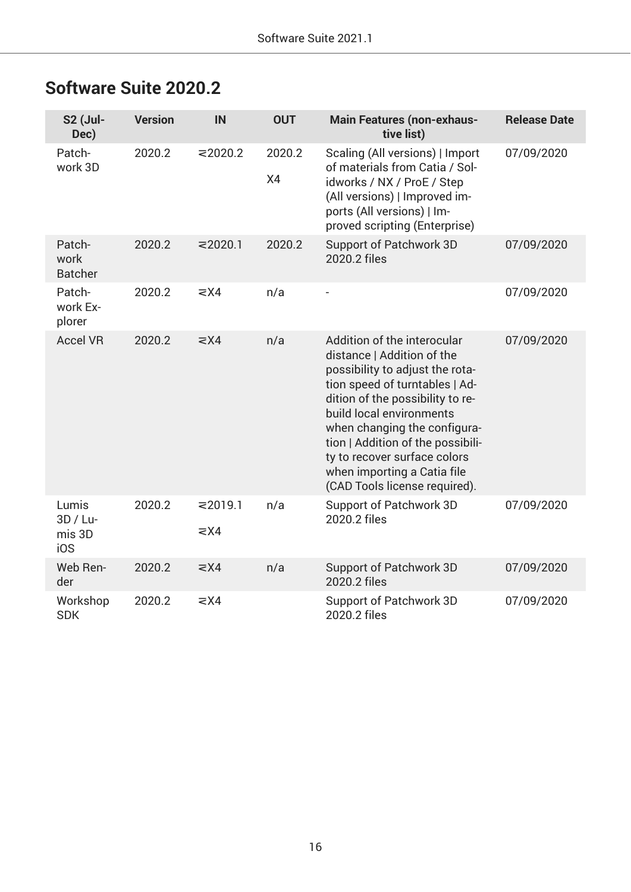## Software Suite 2020.2

| S2 (Jul-Dec) | Version | IN | OUT | Main Features (non-exhaustive list) | Release Date |
|---|---|---|---|---|---|
| Patchwork 3D | 2020.2 | ⪯2020.2 | 2020.2<br>X4 | Scaling (All versions) \| Import of materials from Catia / Solidworks / NX / ProE / Step (All versions) \| Improved imports (All versions) \| Improved scripting (Enterprise) | 07/09/2020 |
| Patchwork Batcher | 2020.2 | ⪯2020.1 | 2020.2 | Support of Patchwork 3D 2020.2 files | 07/09/2020 |
| Patchwork Explorer | 2020.2 | ⪯X4 | n/a | - | 07/09/2020 |
| Accel VR | 2020.2 | ⪯X4 | n/a | Addition of the interocular distance \| Addition of the possibility to adjust the rotation speed of turntables \| Addition of the possibility to rebuild local environments when changing the configuration \| Addition of the possibility to recover surface colors when importing a Catia file (CAD Tools license required). | 07/09/2020 |
| Lumis 3D / Lumis 3D iOS | 2020.2 | ⪯2019.1<br>⪯X4 | n/a | Support of Patchwork 3D 2020.2 files | 07/09/2020 |
| Web Render | 2020.2 | ⪯X4 | n/a | Support of Patchwork 3D 2020.2 files | 07/09/2020 |
| Workshop SDK | 2020.2 | ⪯X4 | | Support of Patchwork 3D 2020.2 files | 07/09/2020 |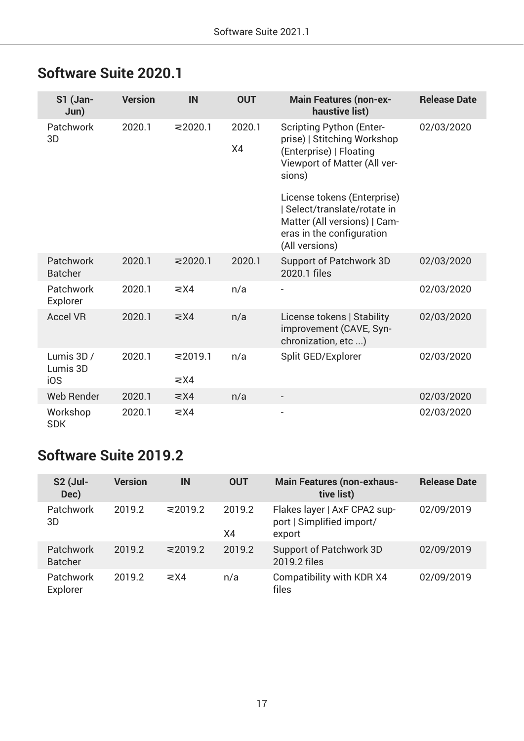## Software Suite 2020.1

| S1 (Jan-Jun) | Version | IN | OUT | Main Features (non-exhaustive list) | Release Date |
|---|---|---|---|---|---|
| Patchwork 3D | 2020.1 | ≂2020.1 | 2020.1<br>X4 | Scripting Python (Enterprise) \| Stitching Workshop (Enterprise) \| Floating Viewport of Matter (All versions)<br>License tokens (Enterprise) \| Select/translate/rotate in Matter (All versions) \| Cameras in the configuration (All versions) | 02/03/2020 |
| Patchwork Batcher | 2020.1 | ≂2020.1 | 2020.1 | Support of Patchwork 3D 2020.1 files | 02/03/2020 |
| Patchwork Explorer | 2020.1 | ≂X4 | n/a | - | 02/03/2020 |
| Accel VR | 2020.1 | ≂X4 | n/a | License tokens \| Stability improvement (CAVE, Synchronization, etc ...) | 02/03/2020 |
| Lumis 3D / Lumis 3D iOS | 2020.1 | ≂2019.1<br>≂X4 | n/a | Split GED/Explorer | 02/03/2020 |
| Web Render | 2020.1 | ≂X4 | n/a | - | 02/03/2020 |
| Workshop SDK | 2020.1 | ≂X4 | | - | 02/03/2020 |

## Software Suite 2019.2

| S2 (Jul-Dec) | Version | IN | OUT | Main Features (non-exhaustive list) | Release Date |
|---|---|---|---|---|---|
| Patchwork 3D | 2019.2 | ≂2019.2 | 2019.2<br>X4 | Flakes layer \| AxF CPA2 support \| Simplified import/export | 02/09/2019 |
| Patchwork Batcher | 2019.2 | ≂2019.2 | 2019.2 | Support of Patchwork 3D 2019.2 files | 02/09/2019 |
| Patchwork Explorer | 2019.2 | ≂X4 | n/a | Compatibility with KDR X4 files | 02/09/2019 |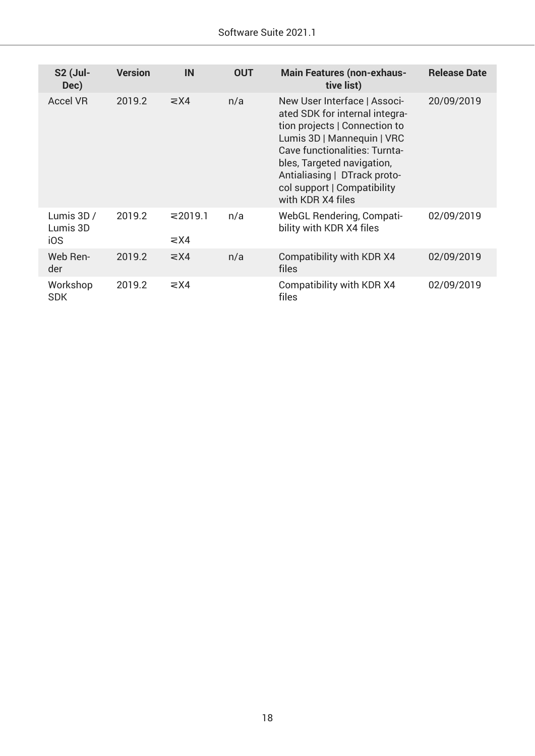| S2 (Jul-Dec) | Version | IN | OUT | Main Features (non-exhaustive list) | Release Date |
|---|---|---|---|---|---|
| Accel VR | 2019.2 | ⋜X4 | n/a | New User Interface \| Associated SDK for internal integration projects \| Connection to Lumis 3D \| Mannequin \| VRC Cave functionalities: Turntables, Targeted navigation, Antialiasing \| DTrack protocol support \| Compatibility with KDR X4 files | 20/09/2019 |
| Lumis 3D / Lumis 3D iOS | 2019.2 | ⋜2019.1<br>⋜X4 | n/a | WebGL Rendering, Compatibility with KDR X4 files | 02/09/2019 |
| Web Render | 2019.2 | ⋜X4 | n/a | Compatibility with KDR X4 files | 02/09/2019 |
| Workshop SDK | 2019.2 | ⋜X4 | | Compatibility with KDR X4 files | 02/09/2019 |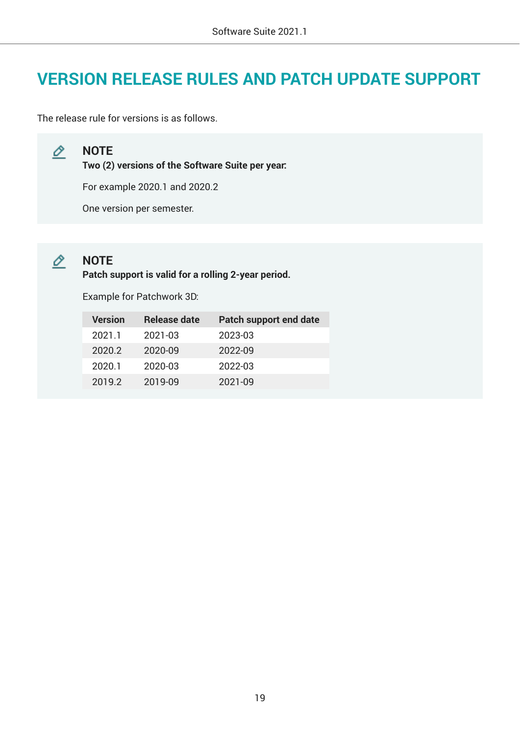# VERSION RELEASE RULES AND PATCH UPDATE SUPPORT

The release rule for versions is as follows.

> **NOTE**
> **Two (2) versions of the Software Suite per year:**
>
> For example 2020.1 and 2020.2
>
> One version per semester.

> **NOTE**
> **Patch support is valid for a rolling 2-year period.**
>
> Example for Patchwork 3D:
>
> | Version | Release date | Patch support end date |
> |---|---|---|
> | 2021.1 | 2021-03 | 2023-03 |
> | 2020.2 | 2020-09 | 2022-09 |
> | 2020.1 | 2020-03 | 2022-03 |
> | 2019.2 | 2019-09 | 2021-09 |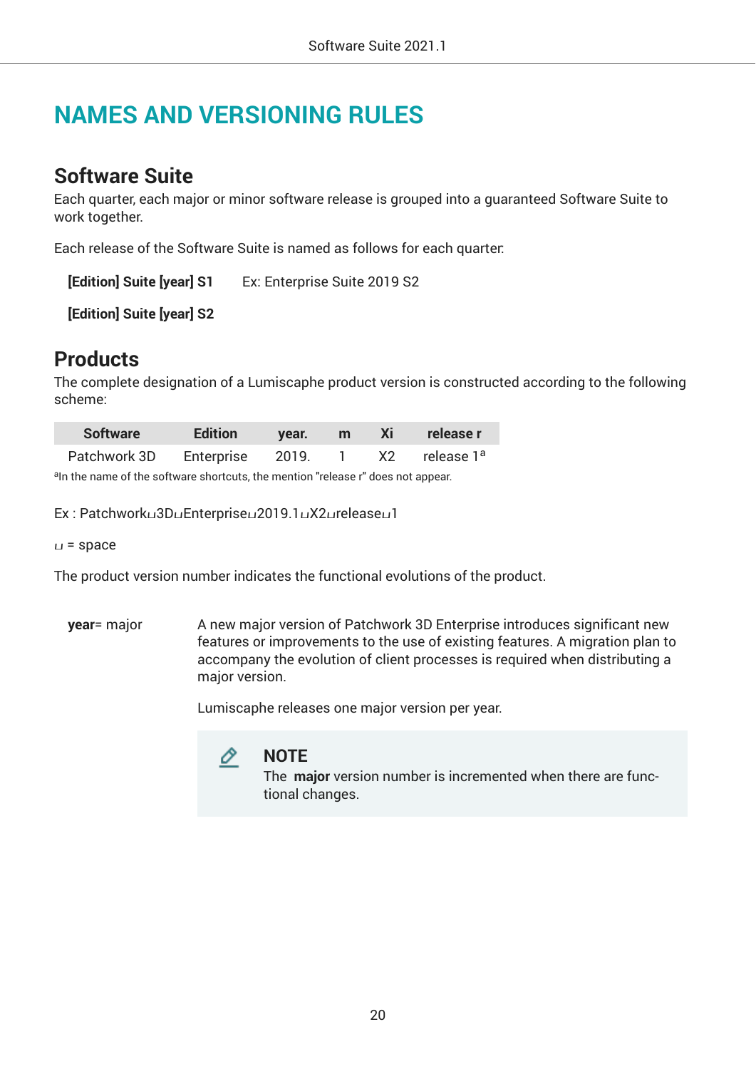# NAMES AND VERSIONING RULES

## Software Suite

Each quarter, each major or minor software release is grouped into a guaranteed Software Suite to work together.

Each release of the Software Suite is named as follows for each quarter:

**[Edition] Suite [year] S1**    Ex: Enterprise Suite 2019 S2

**[Edition] Suite [year] S2**

## Products

The complete designation of a Lumiscaphe product version is constructed according to the following scheme:

| Software | Edition | year. | m | Xi | release r |
|---|---|---|---|---|---|
| Patchwork 3D | Enterprise | 2019. | 1 | X2 | release 1[a] |

[a]In the name of the software shortcuts, the mention "release r" does not appear.

Ex : Patchwork␣3D␣Enterprise␣2019.1␣X2␣release␣1

␣ = space

The product version number indicates the functional evolutions of the product.

**year**= major

A new major version of Patchwork 3D Enterprise introduces significant new features or improvements to the use of existing features. A migration plan to accompany the evolution of client processes is required when distributing a major version.

Lumiscaphe releases one major version per year.

> **NOTE**
> The **major** version number is incremented when there are functional changes.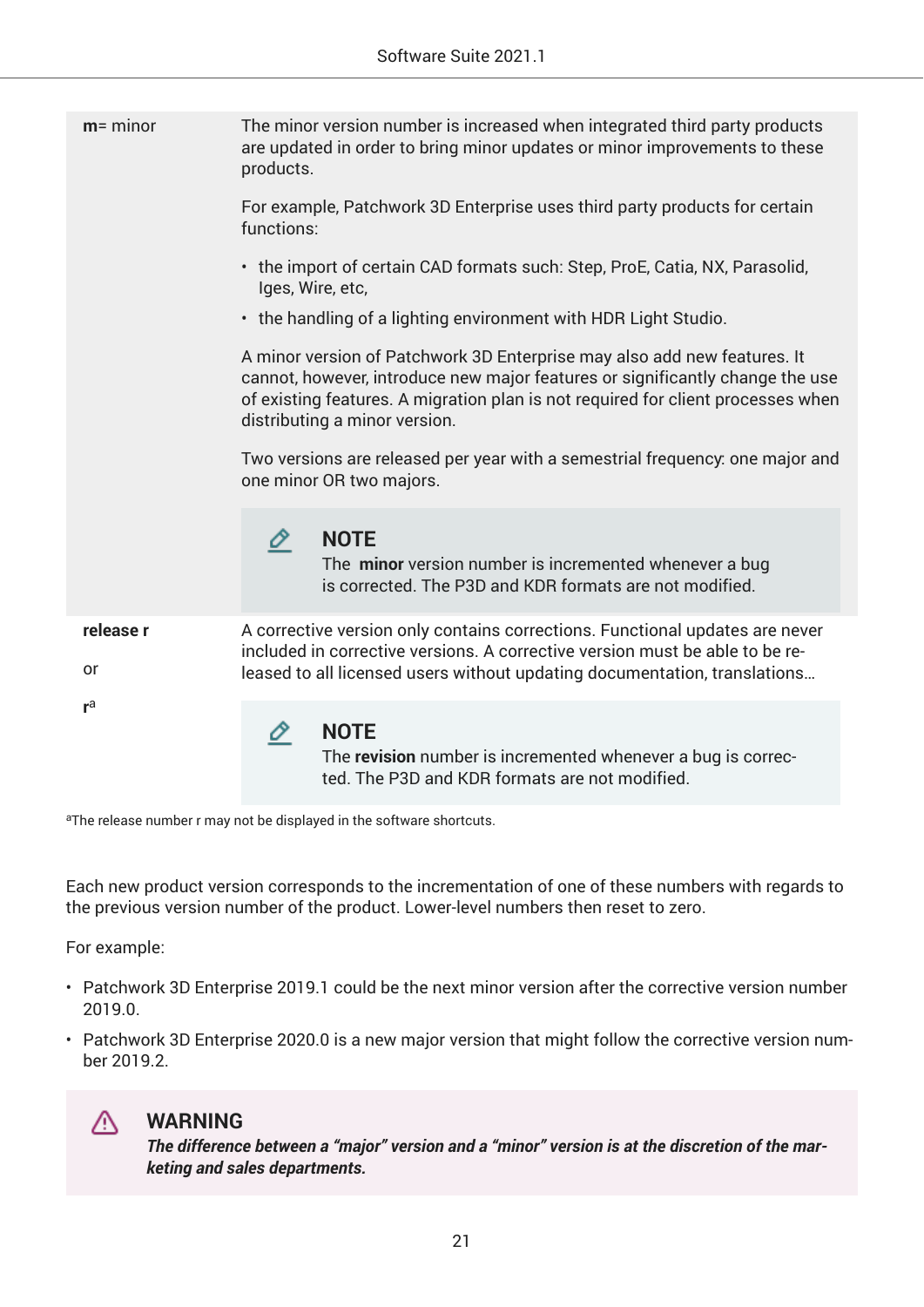| | |
|---|---|
| **m**= minor | The minor version number is increased when integrated third party products are updated in order to bring minor updates or minor improvements to these products.<br><br>For example, Patchwork 3D Enterprise uses third party products for certain functions:<br><br>• the import of certain CAD formats such: Step, ProE, Catia, NX, Parasolid, Iges, Wire, etc,<br>• the handling of a lighting environment with HDR Light Studio.<br><br>A minor version of Patchwork 3D Enterprise may also add new features. It cannot, however, introduce new major features or significantly change the use of existing features. A migration plan is not required for client processes when distributing a minor version.<br><br>Two versions are released per year with a semestrial frequency: one major and one minor OR two majors.<br><br>**NOTE**<br>The **minor** version number is incremented whenever a bug is corrected. The P3D and KDR formats are not modified. |
| **release r**<br><br>or<br><br>**r**[a] | A corrective version only contains corrections. Functional updates are never included in corrective versions. A corrective version must be able to be released to all licensed users without updating documentation, translations…<br><br>**NOTE**<br>The **revision** number is incremented whenever a bug is corrected. The P3D and KDR formats are not modified. |

[a]The release number r may not be displayed in the software shortcuts.

Each new product version corresponds to the incrementation of one of these numbers with regards to the previous version number of the product. Lower-level numbers then reset to zero.

For example:

- Patchwork 3D Enterprise 2019.1 could be the next minor version after the corrective version number 2019.0.
- Patchwork 3D Enterprise 2020.0 is a new major version that might follow the corrective version number 2019.2.

> **WARNING**
> ***The difference between a "major" version and a "minor" version is at the discretion of the marketing and sales departments.***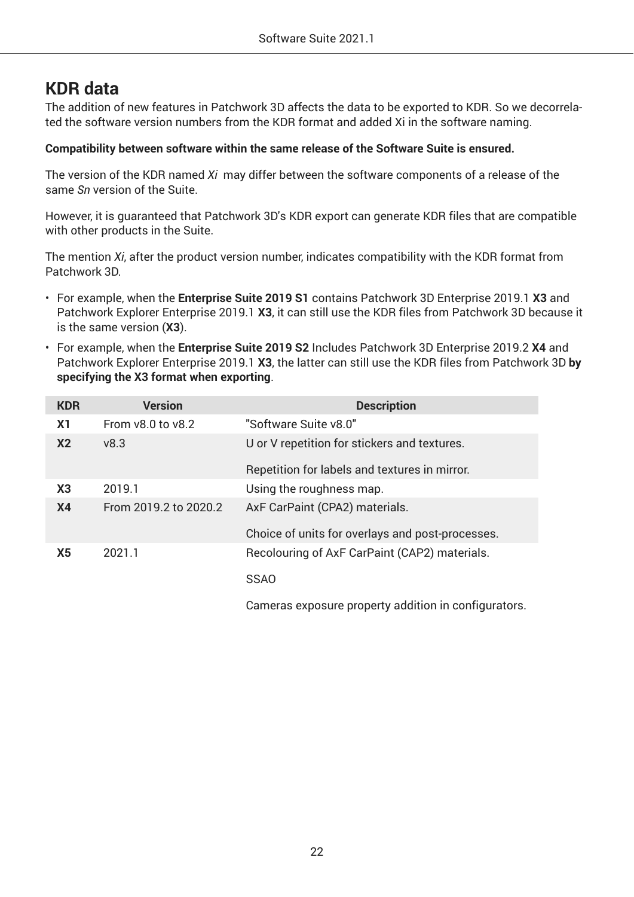## KDR data

The addition of new features in Patchwork 3D affects the data to be exported to KDR. So we decorrelated the software version numbers from the KDR format and added Xi in the software naming.

**Compatibility between software within the same release of the Software Suite is ensured.**

The version of the KDR named *Xi* may differ between the software components of a release of the same *Sn* version of the Suite.

However, it is guaranteed that Patchwork 3D's KDR export can generate KDR files that are compatible with other products in the Suite.

The mention *Xi*, after the product version number, indicates compatibility with the KDR format from Patchwork 3D.

- For example, when the **Enterprise Suite 2019 S1** contains Patchwork 3D Enterprise 2019.1 **X3** and Patchwork Explorer Enterprise 2019.1 **X3**, it can still use the KDR files from Patchwork 3D because it is the same version (**X3**).
- For example, when the **Enterprise Suite 2019 S2** Includes Patchwork 3D Enterprise 2019.2 **X4** and Patchwork Explorer Enterprise 2019.1 **X3**, the latter can still use the KDR files from Patchwork 3D **by specifying the X3 format when exporting**.

| KDR | Version | Description |
|---|---|---|
| **X1** | From v8.0 to v8.2 | "Software Suite v8.0" |
| **X2** | v8.3 | U or V repetition for stickers and textures.<br><br>Repetition for labels and textures in mirror. |
| **X3** | 2019.1 | Using the roughness map. |
| **X4** | From 2019.2 to 2020.2 | AxF CarPaint (CPA2) materials.<br><br>Choice of units for overlays and post-processes. |
| **X5** | 2021.1 | Recolouring of AxF CarPaint (CAP2) materials.<br><br>SSAO<br><br>Cameras exposure property addition in configurators. |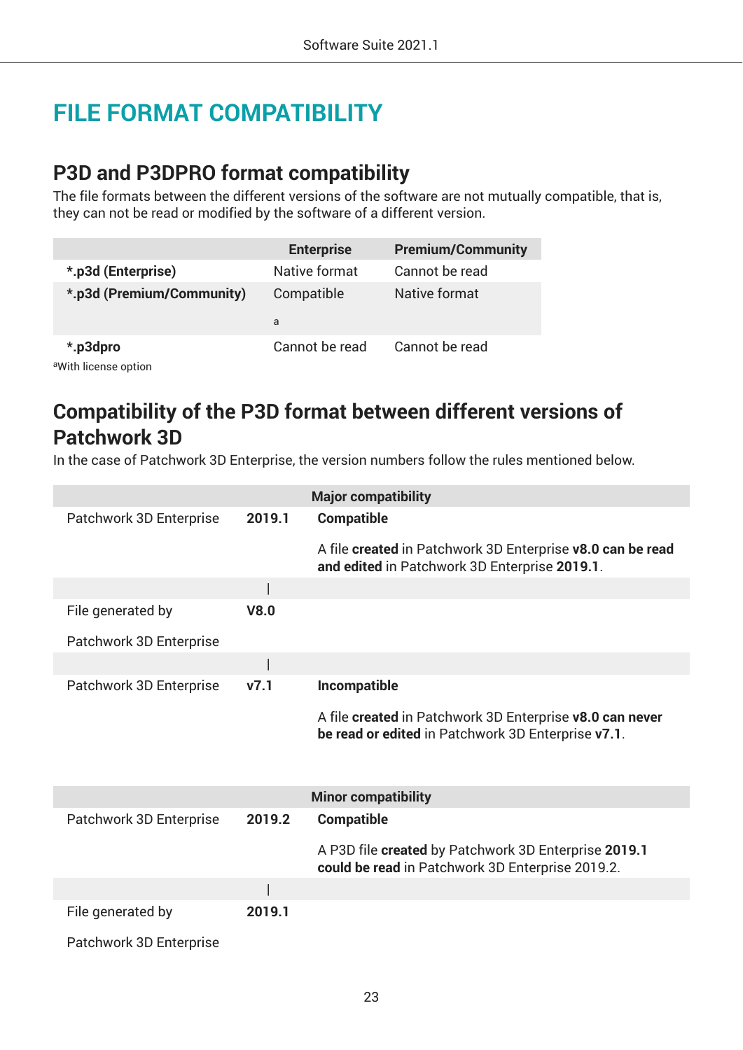# FILE FORMAT COMPATIBILITY

## P3D and P3DPRO format compatibility

The file formats between the different versions of the software are not mutually compatible, that is, they can not be read or modified by the software of a different version.

| | Enterprise | Premium/Community |
|---|---|---|
| ***.p3d (Enterprise)** | Native format | Cannot be read |
| ***.p3d (Premium/Community)** | Compatible [a] | Native format |
| ***.p3dpro** | Cannot be read | Cannot be read |

[a]With license option

## Compatibility of the P3D format between different versions of Patchwork 3D

In the case of Patchwork 3D Enterprise, the version numbers follow the rules mentioned below.

| | | Major compatibility |
|---|---|---|
| Patchwork 3D Enterprise | **2019.1** | **Compatible**<br><br>A file **created** in Patchwork 3D Enterprise **v8.0 can be read and edited** in Patchwork 3D Enterprise **2019.1**. |
| | \| | |
| File generated by<br><br>Patchwork 3D Enterprise | **V8.0** | |
| | \| | |
| Patchwork 3D Enterprise | **v7.1** | **Incompatible**<br><br>A file **created** in Patchwork 3D Enterprise **v8.0 can never be read or edited** in Patchwork 3D Enterprise **v7.1**. |

| | | Minor compatibility |
|---|---|---|
| Patchwork 3D Enterprise | **2019.2** | **Compatible**<br><br>A P3D file **created** by Patchwork 3D Enterprise **2019.1 could be read** in Patchwork 3D Enterprise 2019.2. |
| | \| | |
| File generated by<br><br>Patchwork 3D Enterprise | **2019.1** | |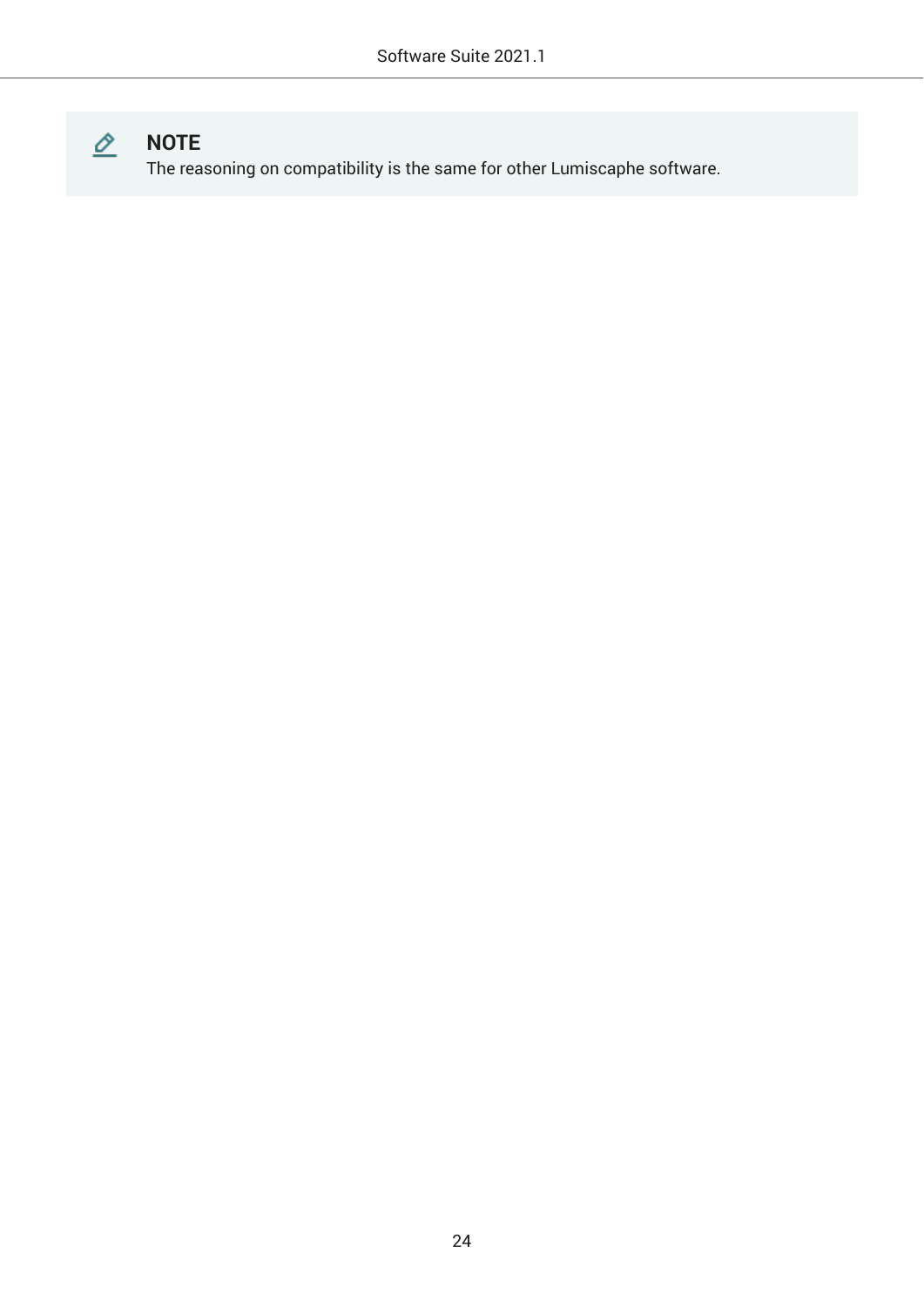**NOTE**

The reasoning on compatibility is the same for other Lumiscaphe software.